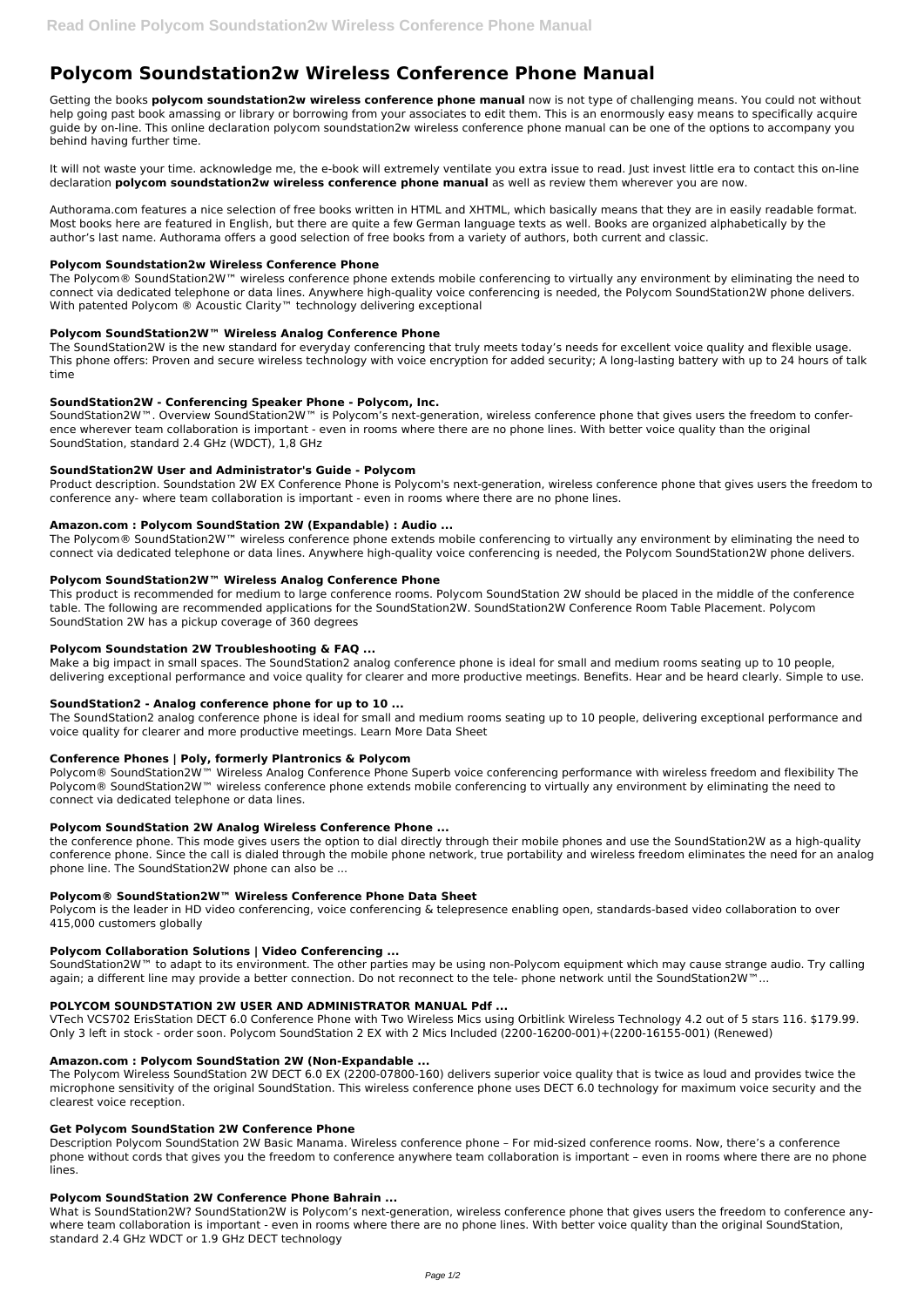# Polycom Soundstation2w Wireless Conference Phone Manual

Getting the books **polycom soundstation2w wireless conference phone manual** now is not type of challenging means. You could not without help going past book amassing or library or borrowing from your associates to edit them. This is an enormously easy means to specifically acquire guide by on-line. This online declaration polycom soundstation2w wireless conference phone manual can be one of the options to accompany you behind having further time.

It will not waste your time. acknowledge me, the e-book will extremely ventilate you extra issue to read. Just invest little era to contact this on-line declaration **polycom soundstation2w wireless conference phone manual** as well as review them wherever you are now.

Authorama.com features a nice selection of free books written in HTML and XHTML, which basically means that they are in easily readable format. Most books here are featured in English, but there are quite a few German language texts as well. Books are organized alphabetically by the author's last name. Authorama offers a good selection of free books from a variety of authors, both current and classic.

### Polycom Soundstation2w Wireless Conference Phone

The Polycom® SoundStation2W™ wireless conference phone extends mobile conferencing to virtually any environment by eliminating the need to connect via dedicated telephone or data lines. Anywhere high-quality voice conferencing is needed, the Polycom SoundStation2W phone delivers. With patented Polycom ® Acoustic Clarity™ technology delivering exceptional

### Polycom SoundStation2W™ Wireless Analog Conference Phone

The SoundStation2W is the new standard for everyday conferencing that truly meets today's needs for excellent voice quality and flexible usage. This phone offers: Proven and secure wireless technology with voice encryption for added security; A long-lasting battery with up to 24 hours of talk time

### SoundStation2W - Conferencing Speaker Phone - Polycom, Inc.

SoundStation2W™. Overview SoundStation2W™ is Polycom's next-generation, wireless conference phone that gives users the freedom to conference wherever team collaboration is important - even in rooms where there are no phone lines. With better voice quality than the original SoundStation, standard 2.4 GHz (WDCT), 1,8 GHz

### SoundStation2W User and Administrator's Guide - Polycom

Product description. Soundstation 2W EX Conference Phone is Polycom's next-generation, wireless conference phone that gives users the freedom to conference any- where team collaboration is important - even in rooms where there are no phone lines.

### Amazon.com : Polycom SoundStation 2W (Expandable) : Audio ...

The Polycom® SoundStation2W™ wireless conference phone extends mobile conferencing to virtually any environment by eliminating the need to connect via dedicated telephone or data lines. Anywhere high-quality voice conferencing is needed, the Polycom SoundStation2W phone delivers.

### Polycom SoundStation2W™ Wireless Analog Conference Phone

This product is recommended for medium to large conference rooms. Polycom SoundStation 2W should be placed in the middle of the conference table. The following are recommended applications for the SoundStation2W. SoundStation2W Conference Room Table Placement. Polycom SoundStation 2W has a pickup coverage of 360 degrees

### Polycom Soundstation 2W Troubleshooting & FAQ ...

Make a big impact in small spaces. The SoundStation2 analog conference phone is ideal for small and medium rooms seating up to 10 people, delivering exceptional performance and voice quality for clearer and more productive meetings. Benefits. Hear and be heard clearly. Simple to use.

### SoundStation2 - Analog conference phone for up to 10 ...

The SoundStation2 analog conference phone is ideal for small and medium rooms seating up to 10 people, delivering exceptional performance and voice quality for clearer and more productive meetings. Learn More Data Sheet

### Conference Phones | Poly, formerly Plantronics & Polycom

Polycom® SoundStation2W™ Wireless Analog Conference Phone Superb voice conferencing performance with wireless freedom and flexibility The Polycom® SoundStation2W™ wireless conference phone extends mobile conferencing to virtually any environment by eliminating the need to connect via dedicated telephone or data lines.

### Polycom SoundStation 2W Analog Wireless Conference Phone ...

the conference phone. This mode gives users the option to dial directly through their mobile phones and use the SoundStation2W as a high-quality conference phone. Since the call is dialed through the mobile phone network, true portability and wireless freedom eliminates the need for an analog phone line. The SoundStation2W phone can also be ...

### Polycom® SoundStation2W™ Wireless Conference Phone Data Sheet

Polycom is the leader in HD video conferencing, voice conferencing & telepresence enabling open, standards-based video collaboration to over 415,000 customers globally

### Polycom Collaboration Solutions | Video Conferencing ...

SoundStation2W™ to adapt to its environment. The other parties may be using non-Polycom equipment which may cause strange audio. Try calling again; a different line may provide a better connection. Do not reconnect to the tele- phone network until the SoundStation2W™...

### POLYCOM SOUNDSTATION 2W USER AND ADMINISTRATOR MANUAL Pdf ...

VTech VCS702 ErisStation DECT 6.0 Conference Phone with Two Wireless Mics using Orbitlink Wireless Technology 4.2 out of 5 stars 116. $179.99. Only 3 left in stock - order soon. Polycom SoundStation 2 EX with 2 Mics Included (2200-16200-001)+(2200-16155-001) (Renewed)

### Amazon.com : Polycom SoundStation 2W (Non-Expandable ...

The Polycom Wireless SoundStation 2W DECT 6.0 EX (2200-07800-160) delivers superior voice quality that is twice as loud and provides twice the microphone sensitivity of the original SoundStation. This wireless conference phone uses DECT 6.0 technology for maximum voice security and the clearest voice reception.

### Get Polycom SoundStation 2W Conference Phone

Description Polycom SoundStation 2W Basic Manama. Wireless conference phone – For mid-sized conference rooms. Now, there's a conference phone without cords that gives you the freedom to conference anywhere team collaboration is important – even in rooms where there are no phone lines.

### Polycom SoundStation 2W Conference Phone Bahrain ...

What is SoundStation2W? SoundStation2W is Polycom's next-generation, wireless conference phone that gives users the freedom to conference anywhere team collaboration is important - even in rooms where there are no phone lines. With better voice quality than the original SoundStation, standard 2.4 GHz WDCT or 1.9 GHz DECT technology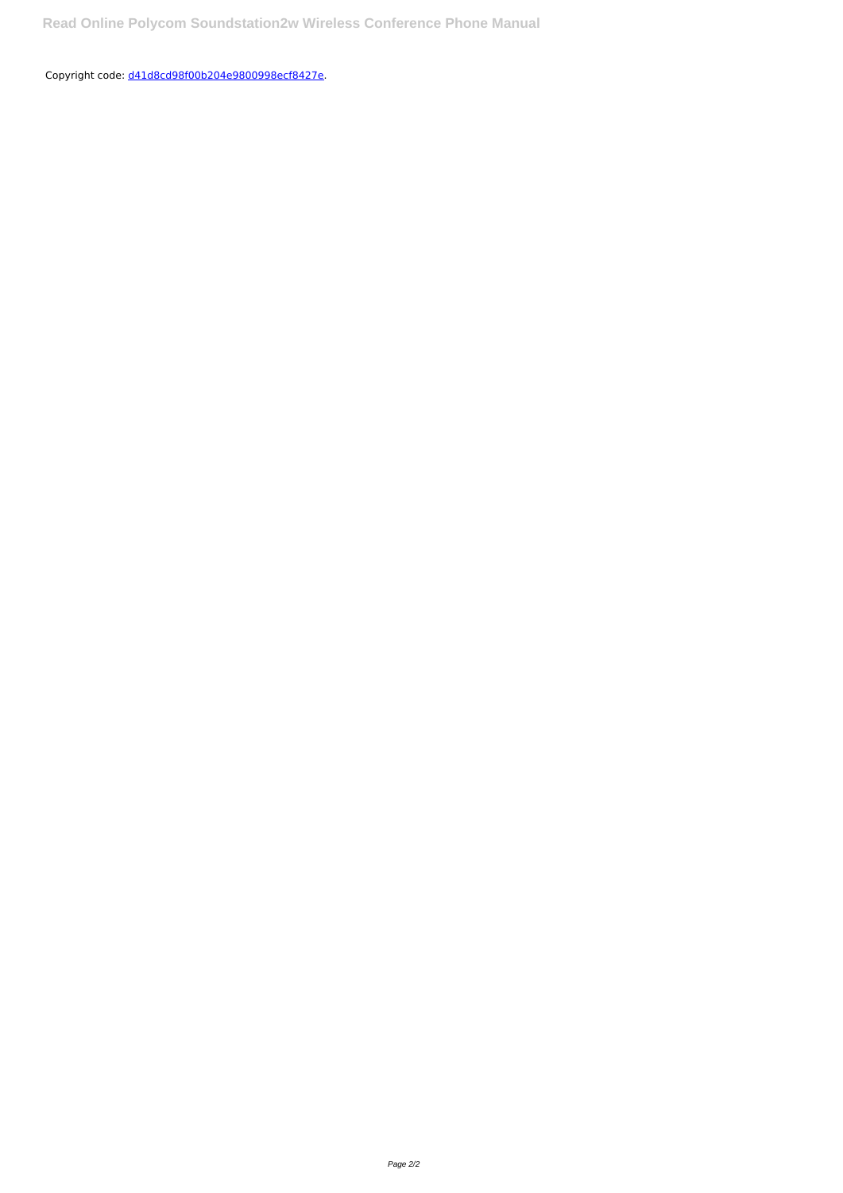Copyright code: [d41d8cd98f00b204e9800998ecf8427e](d41d8cd98f00b204e9800998ecf8427e).